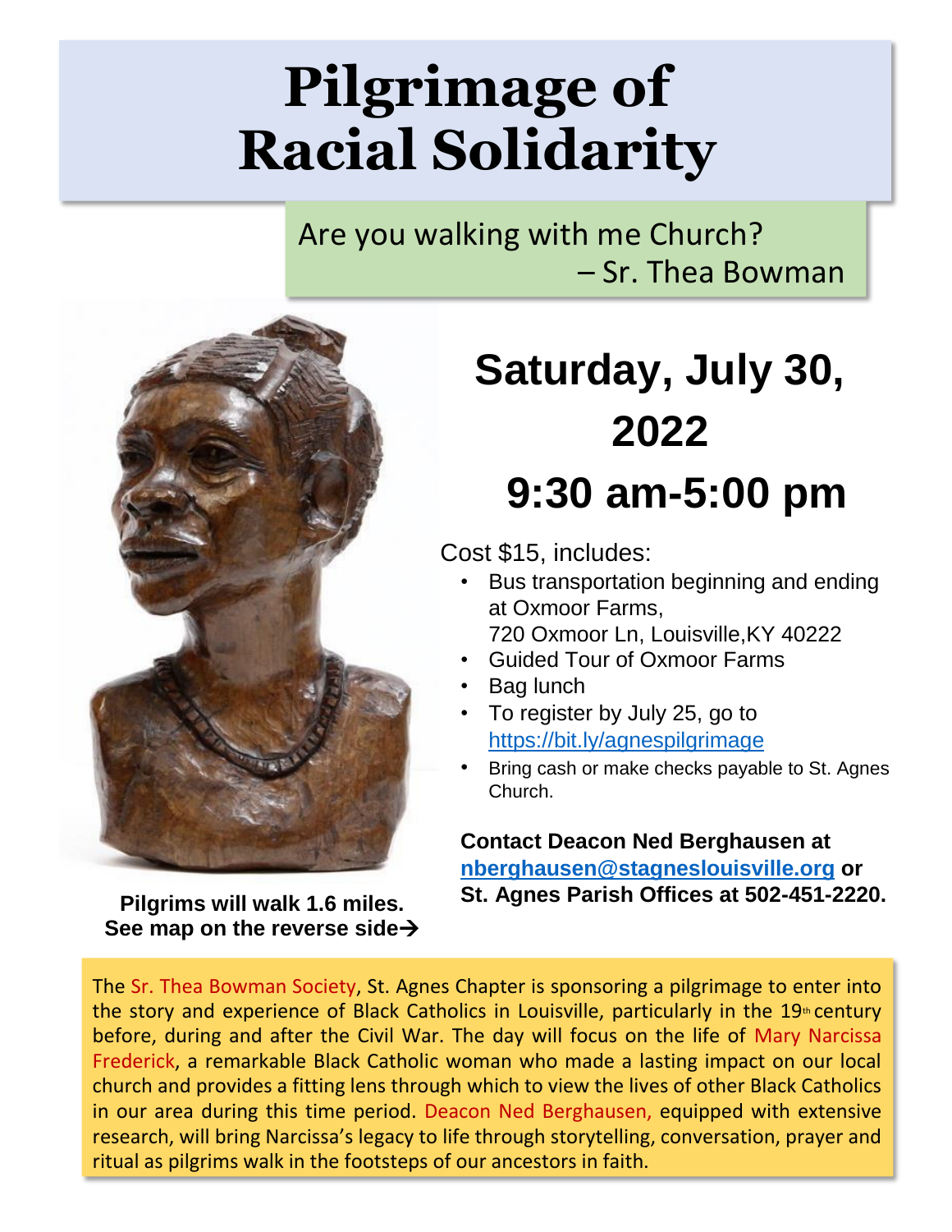# Pilgrimage of Racial Solidarity

Are you walking with me Church?
– Sr. Thea Bowman

## Saturday, July 30, 2022

## 9:30 am-5:00 pm

Cost $15, includes:

- Bus transportation beginning and ending at Oxmoor Farms, 720 Oxmoor Ln, Louisville,KY 40222
- Guided Tour of Oxmoor Farms
- Bag lunch
- To register by July 25, go to https://bit.ly/agnespilgrimage
- Bring cash or make checks payable to St. Agnes Church.

**Contact Deacon Ned Berghausen at nberghausen@stagneslouisville.org or St. Agnes Parish Offices at 502-451-2220.**

**Pilgrims will walk 1.6 miles. See map on the reverse side→**

The Sr. Thea Bowman Society, St. Agnes Chapter is sponsoring a pilgrimage to enter into the story and experience of Black Catholics in Louisville, particularly in the 19th century before, during and after the Civil War. The day will focus on the life of Mary Narcissa Frederick, a remarkable Black Catholic woman who made a lasting impact on our local church and provides a fitting lens through which to view the lives of other Black Catholics in our area during this time period. Deacon Ned Berghausen, equipped with extensive research, will bring Narcissa's legacy to life through storytelling, conversation, prayer and ritual as pilgrims walk in the footsteps of our ancestors in faith.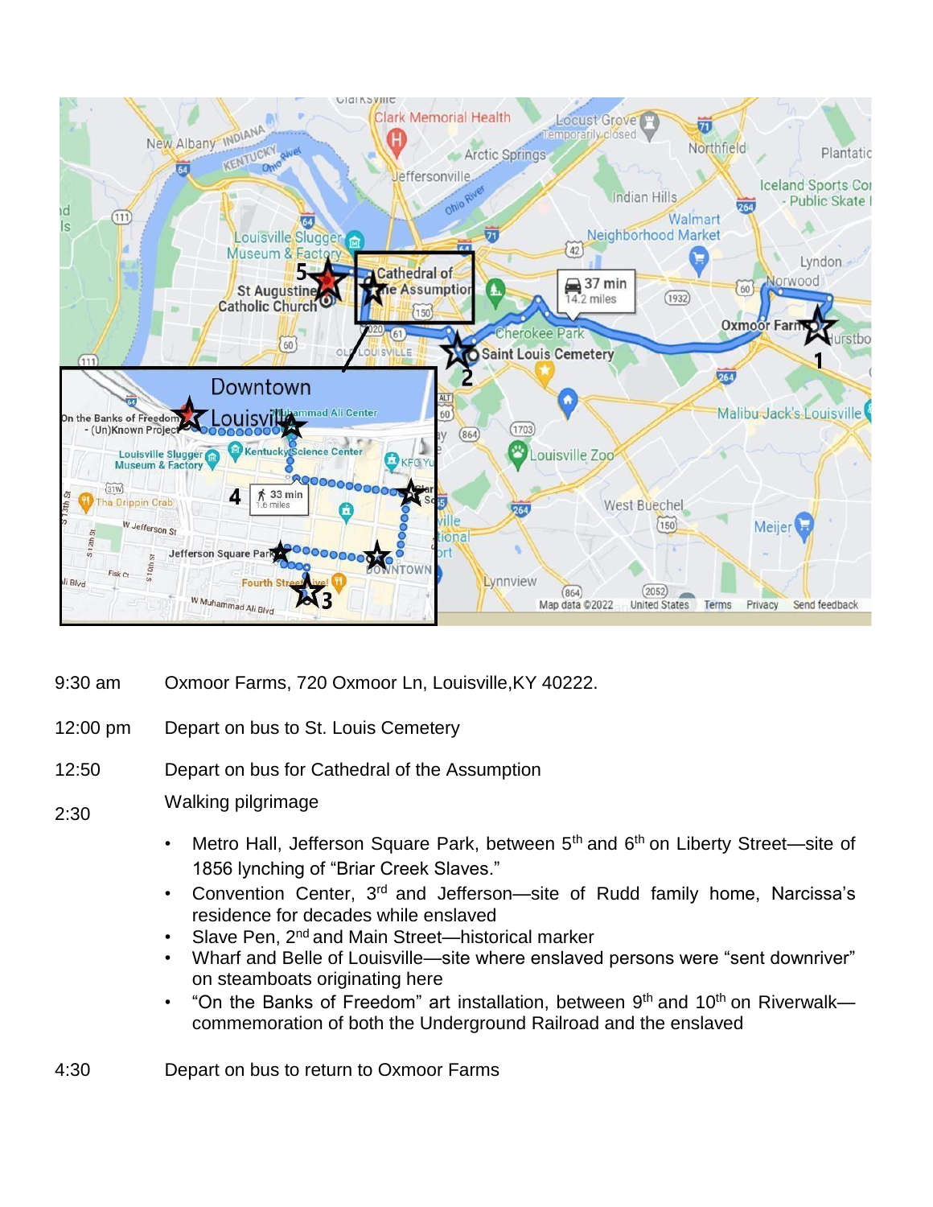| | |
|---|---|
| 9:30 am | Oxmoor Farms, 720 Oxmoor Ln, Louisville,KY 40222. |
| 12:00 pm | Depart on bus to St. Louis Cemetery |
| 12:50 | Depart on bus for Cathedral of the Assumption |
| 2:30 | Walking pilgrimage |

- Metro Hall, Jefferson Square Park, between 5th and 6th on Liberty Street—site of 1856 lynching of "Briar Creek Slaves."
- Convention Center, 3rd and Jefferson—site of Rudd family home, Narcissa's residence for decades while enslaved
- Slave Pen, 2nd and Main Street—historical marker
- Wharf and Belle of Louisville—site where enslaved persons were "sent downriver" on steamboats originating here
- "On the Banks of Freedom" art installation, between 9th and 10th on Riverwalk—commemoration of both the Underground Railroad and the enslaved

| | |
|---|---|
| 4:30 | Depart on bus to return to Oxmoor Farms |